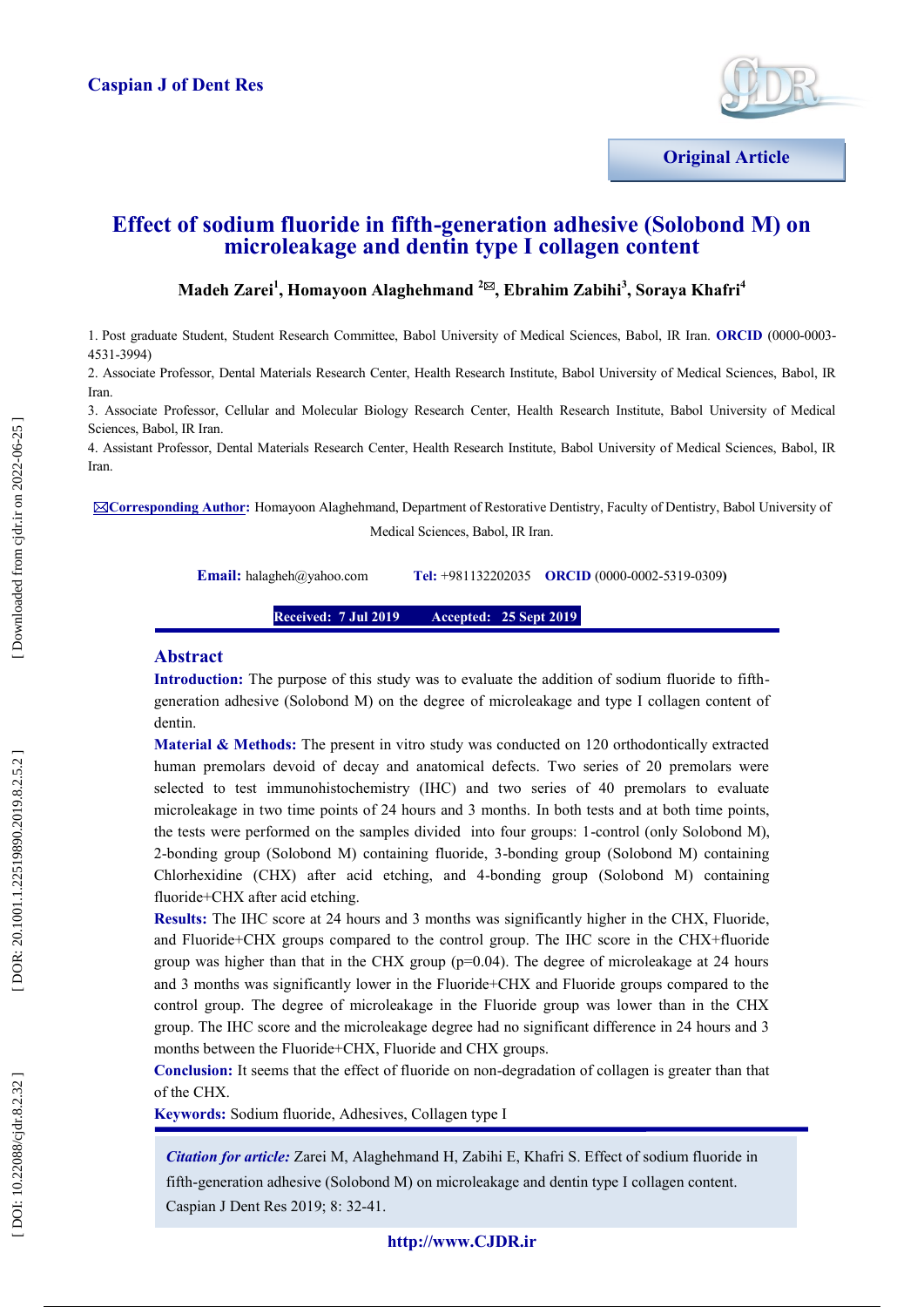Caspian J of Dent Res

Original Article

# Effect of sodium fluoride in fifth-generation adhesive (Solobond M) on microleakage and dentin type I collagen content

**Madeh Zarei[1], Homayoon Alaghehmand [2]✉, Ebrahim Zabihi[3], Soraya Khafri[4]**

1. Post graduate Student, Student Research Committee, Babol University of Medical Sciences, Babol, IR Iran. **ORCID** (0000-0003-4531-3994)
2. Associate Professor, Dental Materials Research Center, Health Research Institute, Babol University of Medical Sciences, Babol, IR Iran.
3. Associate Professor, Cellular and Molecular Biology Research Center, Health Research Institute, Babol University of Medical Sciences, Babol, IR Iran.
4. Assistant Professor, Dental Materials Research Center, Health Research Institute, Babol University of Medical Sciences, Babol, IR Iran.

✉**Corresponding Author:** Homayoon Alaghehmand, Department of Restorative Dentistry, Faculty of Dentistry, Babol University of Medical Sciences, Babol, IR Iran.

**Email:** halagheh@yahoo.com **Tel:** +981132202035 **ORCID** (0000-0002-5319-0309)

**Received: 7 Jul 2019 Accepted: 25 Sept 2019**

## Abstract

**Introduction:** The purpose of this study was to evaluate the addition of sodium fluoride to fifth-generation adhesive (Solobond M) on the degree of microleakage and type I collagen content of dentin.

**Material & Methods:** The present in vitro study was conducted on 120 orthodontically extracted human premolars devoid of decay and anatomical defects. Two series of 20 premolars were selected to test immunohistochemistry (IHC) and two series of 40 premolars to evaluate microleakage in two time points of 24 hours and 3 months. In both tests and at both time points, the tests were performed on the samples divided into four groups: 1-control (only Solobond M), 2-bonding group (Solobond M) containing fluoride, 3-bonding group (Solobond M) containing Chlorhexidine (CHX) after acid etching, and 4-bonding group (Solobond M) containing fluoride+CHX after acid etching.

**Results:** The IHC score at 24 hours and 3 months was significantly higher in the CHX, Fluoride, and Fluoride+CHX groups compared to the control group. The IHC score in the CHX+fluoride group was higher than that in the CHX group ($p=0.04$). The degree of microleakage at 24 hours and 3 months was significantly lower in the Fluoride+CHX and Fluoride groups compared to the control group. The degree of microleakage in the Fluoride group was lower than in the CHX group. The IHC score and the microleakage degree had no significant difference in 24 hours and 3 months between the Fluoride+CHX, Fluoride and CHX groups.

**Conclusion:** It seems that the effect of fluoride on non-degradation of collagen is greater than that of the CHX.

**Keywords:** Sodium fluoride, Adhesives, Collagen type I

*Citation for article:* Zarei M, Alaghehmand H, Zabihi E, Khafri S. Effect of sodium fluoride in fifth-generation adhesive (Solobond M) on microleakage and dentin type I collagen content. Caspian J Dent Res 2019; 8: 32-41.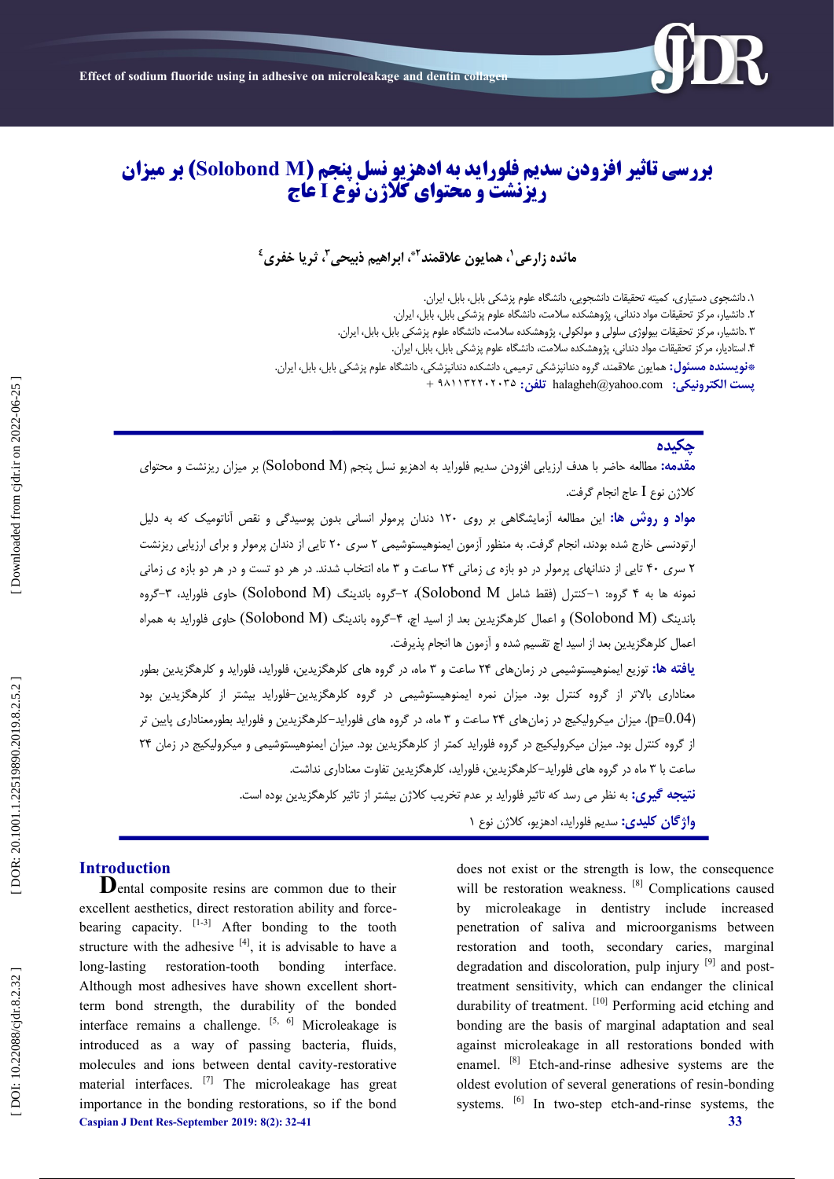# بررسی تاثیر افزودن سدیم فلوراید به ادهزیو نسل پنجم (Solobond M) بر میزان ریزنشت و محتوای کلاژن نوع I عاج

**مائده زارعی[۱]، همایون علاقمند[۲*]، ابراهیم ذبیحی[۳]، ثریا خفری[۴]**

۱. دانشجوی دستیاری، کمیته تحقیقات دانشجویی، دانشگاه علوم پزشکی بابل، بابل، ایران.
۲. دانشیار، مرکز تحقیقات مواد دندانی، پژوهشکده سلامت، دانشگاه علوم پزشکی بابل، بابل، ایران.
۳. دانشیار، مرکز تحقیقات بیولوژی سلولی و مولکولی، پژوهشکده سلامت، دانشگاه علوم پزشکی بابل، بابل، ایران.
۴. استادیار، مرکز تحقیقات مواد دندانی، پژوهشکده سلامت، دانشگاه علوم پزشکی بابل، بابل، ایران.

*نویسنده مسئول: همایون علاقمند، گروه دندانپزشکی ترمیمی، دانشکده دندانپزشکی، دانشگاه علوم پزشکی بابل، بابل، ایران.

پست الکترونیکی: halagheh@yahoo.com تلفن: ۹۸۱۱۳۲۲۰۲۰۳۵+

## چکیده

**مقدمه:** مطالعه حاضر با هدف ارزیابی افزودن سدیم فلوراید به ادهزیو نسل پنجم (Solobond M) بر میزان ریزنشت و محتوای کلاژن نوع I عاج انجام گرفت.

**مواد و روش ها:** این مطالعه آزمایشگاهی بر روی ۱۲۰ دندان پرمولر انسانی بدون پوسیدگی و نقص آناتومیک که به دلیل ارتودنسی خارج شده بودند، انجام گرفت. به منظور آزمون ایمنوهیستوشیمی ۲ سری ۲۰ تایی از دندان پرمولر و برای ارزیابی ریزنشت ۲ سری ۴۰ تایی از دندانهای پرمولر در دو بازه ی زمانی ۲۴ ساعت و ۳ ماه انتخاب شدند. در هر دو تست و در هر دو بازه ی زمانی نمونه ها به ۴ گروه: ۱-کنترل (فقط شامل Solobond M)، ۲-گروه باندینگ (Solobond M) حاوی فلوراید، ۳-گروه باندینگ (Solobond M) و اعمال کلرهگزیدین بعد از اسید اچ، ۴-گروه باندینگ (Solobond M) حاوی فلوراید به همراه اعمال کلرهگزیدین بعد از اسید اچ تقسیم شده و آزمون ها انجام پذیرفت.

**یافته ها:** توزیع ایمنوهیستوشیمی در زمان‌های ۲۴ ساعت و ۳ ماه، در گروه های کلرهگزیدین، فلوراید، فلوراید و کلرهگزیدین بطور معناداری بالاتر از گروه کنترل بود. میزان نمره ایمنوهیستوشیمی در گروه کلرهگزیدین-فلوراید بیشتر از کلرهگزیدین بود (p=0.04). میزان میکرولیکیج در زمان‌های ۲۴ ساعت و ۳ ماه، در گروه های فلوراید-کلرهگزیدین و فلوراید بطورمعناداری پایین تر از گروه کنترل بود. میزان میکرولیکیج در گروه فلوراید کمتر از کلرهگزیدین بود. میزان ایمنوهیستوشیمی و میکرولیکیج در زمان ۲۴ ساعت با ۳ ماه در گروه های فلوراید-کلرهگزیدین، فلوراید، کلرهگزیدین تفاوت معناداری نداشت.

**نتیجه گیری:** به نظر می رسد که تاثیر فلوراید بر عدم تخریب کلاژن بیشتر از تاثیر کلرهگزیدین بوده است.

**واژگان کلیدی:** سدیم فلوراید، ادهزیو، کلاژن نوع ۱

## Introduction

Dental composite resins are common due to their excellent aesthetics, direct restoration ability and force-bearing capacity. [1-3] After bonding to the tooth structure with the adhesive [4], it is advisable to have a long-lasting restoration-tooth bonding interface. Although most adhesives have shown excellent short-term bond strength, the durability of the bonded interface remains a challenge. [5, 6] Microleakage is introduced as a way of passing bacteria, fluids, molecules and ions between dental cavity-restorative material interfaces. [7] The microleakage has great importance in the bonding restorations, so if the bond does not exist or the strength is low, the consequence will be restoration weakness. [8] Complications caused by microleakage in dentistry include increased penetration of saliva and microorganisms between restoration and tooth, secondary caries, marginal degradation and discoloration, pulp injury [9] and post-treatment sensitivity, which can endanger the clinical durability of treatment. [10] Performing acid etching and bonding are the basis of marginal adaptation and seal against microleakage in all restorations bonded with enamel. [8] Etch-and-rinse adhesive systems are the oldest evolution of several generations of resin-bonding systems. [6] In two-step etch-and-rinse systems, the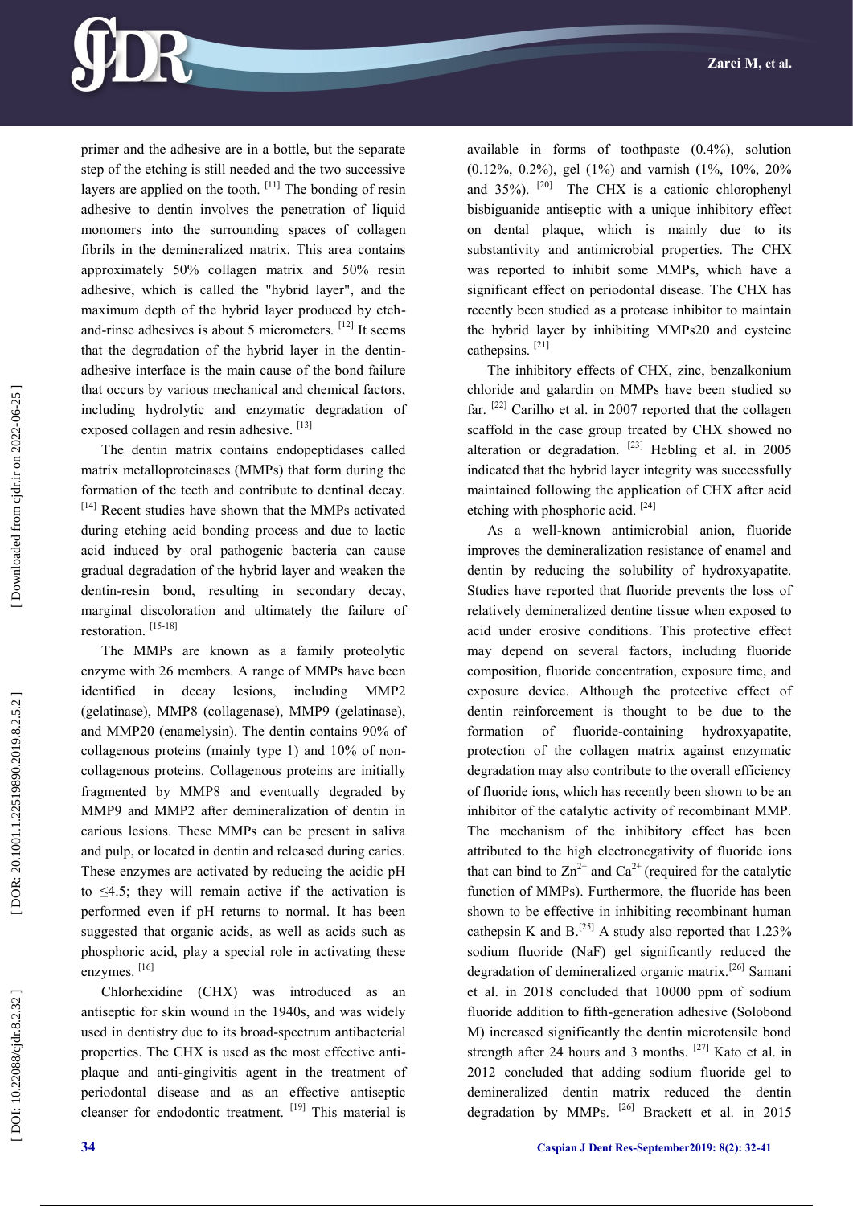primer and the adhesive are in a bottle, but the separate step of the etching is still needed and the two successive layers are applied on the tooth. [11] The bonding of resin adhesive to dentin involves the penetration of liquid monomers into the surrounding spaces of collagen fibrils in the demineralized matrix. This area contains approximately 50% collagen matrix and 50% resin adhesive, which is called the "hybrid layer", and the maximum depth of the hybrid layer produced by etch-and-rinse adhesives is about 5 micrometers. [12] It seems that the degradation of the hybrid layer in the dentin-adhesive interface is the main cause of the bond failure that occurs by various mechanical and chemical factors, including hydrolytic and enzymatic degradation of exposed collagen and resin adhesive. [13]

The dentin matrix contains endopeptidases called matrix metalloproteinases (MMPs) that form during the formation of the teeth and contribute to dentinal decay. [14] Recent studies have shown that the MMPs activated during etching acid bonding process and due to lactic acid induced by oral pathogenic bacteria can cause gradual degradation of the hybrid layer and weaken the dentin-resin bond, resulting in secondary decay, marginal discoloration and ultimately the failure of restoration. [15-18]

The MMPs are known as a family proteolytic enzyme with 26 members. A range of MMPs have been identified in decay lesions, including MMP2 (gelatinase), MMP8 (collagenase), MMP9 (gelatinase), and MMP20 (enamelysin). The dentin contains 90% of collagenous proteins (mainly type 1) and 10% of non-collagenous proteins. Collagenous proteins are initially fragmented by MMP8 and eventually degraded by MMP9 and MMP2 after demineralization of dentin in carious lesions. These MMPs can be present in saliva and pulp, or located in dentin and released during caries. These enzymes are activated by reducing the acidic pH to $\leq 4.5$; they will remain active if the activation is performed even if pH returns to normal. It has been suggested that organic acids, as well as acids such as phosphoric acid, play a special role in activating these enzymes. [16]

Chlorhexidine (CHX) was introduced as an antiseptic for skin wound in the 1940s, and was widely used in dentistry due to its broad-spectrum antibacterial properties. The CHX is used as the most effective anti-plaque and anti-gingivitis agent in the treatment of periodontal disease and as an effective antiseptic cleanser for endodontic treatment. [19] This material is available in forms of toothpaste (0.4%), solution (0.12%, 0.2%), gel (1%) and varnish (1%, 10%, 20% and 35%). [20] The CHX is a cationic chlorophenyl bisbiguanide antiseptic with a unique inhibitory effect on dental plaque, which is mainly due to its substantivity and antimicrobial properties. The CHX was reported to inhibit some MMPs, which have a significant effect on periodontal disease. The CHX has recently been studied as a protease inhibitor to maintain the hybrid layer by inhibiting MMPs20 and cysteine cathepsins. [21]

The inhibitory effects of CHX, zinc, benzalkonium chloride and galardin on MMPs have been studied so far. [22] Carilho et al. in 2007 reported that the collagen scaffold in the case group treated by CHX showed no alteration or degradation. [23] Hebling et al. in 2005 indicated that the hybrid layer integrity was successfully maintained following the application of CHX after acid etching with phosphoric acid. [24]

As a well-known antimicrobial anion, fluoride improves the demineralization resistance of enamel and dentin by reducing the solubility of hydroxyapatite. Studies have reported that fluoride prevents the loss of relatively demineralized dentine tissue when exposed to acid under erosive conditions. This protective effect may depend on several factors, including fluoride composition, fluoride concentration, exposure time, and exposure device. Although the protective effect of dentin reinforcement is thought to be due to the formation of fluoride-containing hydroxyapatite, protection of the collagen matrix against enzymatic degradation may also contribute to the overall efficiency of fluoride ions, which has recently been shown to be an inhibitor of the catalytic activity of recombinant MMP. The mechanism of the inhibitory effect has been attributed to the high electronegativity of fluoride ions that can bind to $Zn^{2+}$ and $Ca^{2+}$ (required for the catalytic function of MMPs). Furthermore, the fluoride has been shown to be effective in inhibiting recombinant human cathepsin K and B.[25] A study also reported that 1.23% sodium fluoride (NaF) gel significantly reduced the degradation of demineralized organic matrix.[26] Samani et al. in 2018 concluded that 10000 ppm of sodium fluoride addition to fifth-generation adhesive (Solobond M) increased significantly the dentin microtensile bond strength after 24 hours and 3 months. [27] Kato et al. in 2012 concluded that adding sodium fluoride gel to demineralized dentin matrix reduced the dentin degradation by MMPs. [26] Brackett et al. in 2015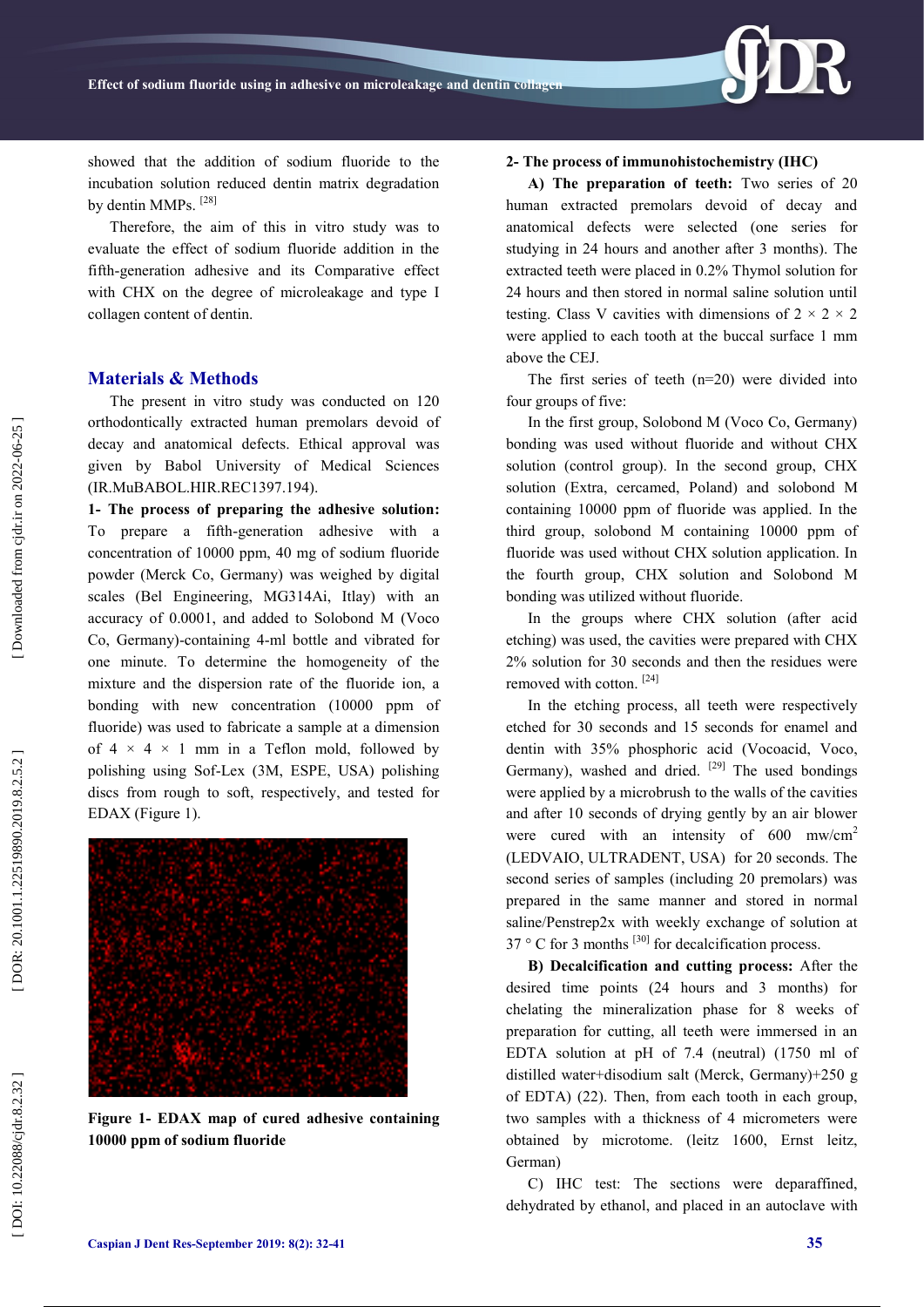showed that the addition of sodium fluoride to the incubation solution reduced dentin matrix degradation by dentin MMPs. [28]

Therefore, the aim of this in vitro study was to evaluate the effect of sodium fluoride addition in the fifth-generation adhesive and its Comparative effect with CHX on the degree of microleakage and type I collagen content of dentin.

## Materials & Methods

The present in vitro study was conducted on 120 orthodontically extracted human premolars devoid of decay and anatomical defects. Ethical approval was given by Babol University of Medical Sciences (IR.MuBABOL.HIR.REC1397.194).

**1- The process of preparing the adhesive solution:** To prepare a fifth-generation adhesive with a concentration of 10000 ppm, 40 mg of sodium fluoride powder (Merck Co, Germany) was weighed by digital scales (Bel Engineering, MG314Ai, Itlay) with an accuracy of 0.0001, and added to Solobond M (Voco Co, Germany)-containing 4-ml bottle and vibrated for one minute. To determine the homogeneity of the mixture and the dispersion rate of the fluoride ion, a bonding with new concentration (10000 ppm of fluoride) was used to fabricate a sample at a dimension of 4 × 4 × 1 mm in a Teflon mold, followed by polishing using Sof-Lex (3M, ESPE, USA) polishing discs from rough to soft, respectively, and tested for EDAX (Figure 1).

**Figure 1- EDAX map of cured adhesive containing 10000 ppm of sodium fluoride**

**2- The process of immunohistochemistry (IHC)**

**A) The preparation of teeth:** Two series of 20 human extracted premolars devoid of decay and anatomical defects were selected (one series for studying in 24 hours and another after 3 months). The extracted teeth were placed in 0.2% Thymol solution for 24 hours and then stored in normal saline solution until testing. Class V cavities with dimensions of 2 × 2 × 2 were applied to each tooth at the buccal surface 1 mm above the CEJ.

The first series of teeth (n=20) were divided into four groups of five:

In the first group, Solobond M (Voco Co, Germany) bonding was used without fluoride and without CHX solution (control group). In the second group, CHX solution (Extra, cercamed, Poland) and solobond M containing 10000 ppm of fluoride was applied. In the third group, solobond M containing 10000 ppm of fluoride was used without CHX solution application. In the fourth group, CHX solution and Solobond M bonding was utilized without fluoride.

In the groups where CHX solution (after acid etching) was used, the cavities were prepared with CHX 2% solution for 30 seconds and then the residues were removed with cotton. [24]

In the etching process, all teeth were respectively etched for 30 seconds and 15 seconds for enamel and dentin with 35% phosphoric acid (Vocoacid, Voco, Germany), washed and dried. [29] The used bondings were applied by a microbrush to the walls of the cavities and after 10 seconds of drying gently by an air blower were cured with an intensity of 600 mw/cm$^2$ (LEDVAIO, ULTRADENT, USA) for 20 seconds. The second series of samples (including 20 premolars) was prepared in the same manner and stored in normal saline/Penstrep2x with weekly exchange of solution at 37 ° C for 3 months [30] for decalcification process.

**B) Decalcification and cutting process:** After the desired time points (24 hours and 3 months) for chelating the mineralization phase for 8 weeks of preparation for cutting, all teeth were immersed in an EDTA solution at pH of 7.4 (neutral) (1750 ml of distilled water+disodium salt (Merck, Germany)+250 g of EDTA) (22). Then, from each tooth in each group, two samples with a thickness of 4 micrometers were obtained by microtome. (leitz 1600, Ernst leitz, German)

C) IHC test: The sections were deparaffined, dehydrated by ethanol, and placed in an autoclave with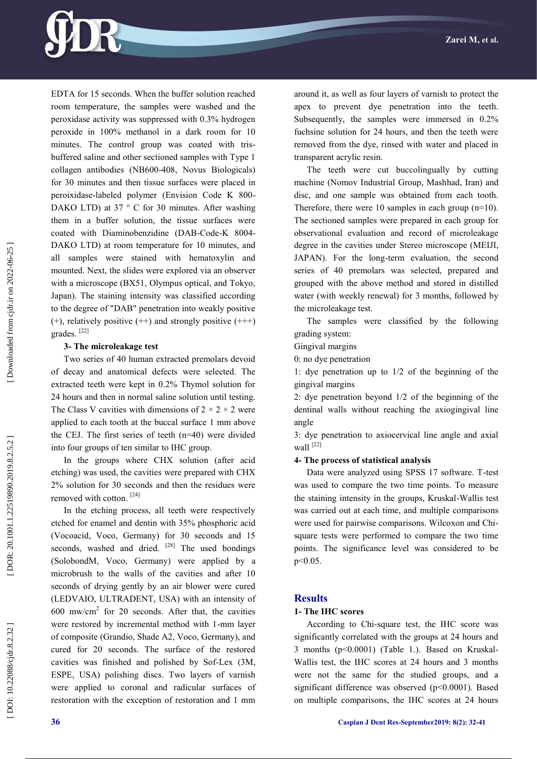EDTA for 15 seconds. When the buffer solution reached room temperature, the samples were washed and the peroxidase activity was suppressed with 0.3% hydrogen peroxide in 100% methanol in a dark room for 10 minutes. The control group was coated with tris-buffered saline and other sectioned samples with Type 1 collagen antibodies (NB600-408, Novus Biologicals) for 30 minutes and then tissue surfaces were placed in peroixidase-labeled polymer (Envision Code K 800-DAKO LTD) at 37 ° C for 30 minutes. After washing them in a buffer solution, the tissue surfaces were coated with Diaminobenzidine (DAB-Code-K 8004-DAKO LTD) at room temperature for 10 minutes, and all samples were stained with hematoxylin and mounted. Next, the slides were explored via an observer with a microscope (BX51, Olympus optical, and Tokyo, Japan). The staining intensity was classified according to the degree of "DAB" penetration into weakly positive (+), relatively positive (++) and strongly positive (+++) grades. [22]

### 3- The microleakage test

Two series of 40 human extracted premolars devoid of decay and anatomical defects were selected. The extracted teeth were kept in 0.2% Thymol solution for 24 hours and then in normal saline solution until testing. The Class V cavities with dimensions of 2 × 2 × 2 were applied to each tooth at the buccal surface 1 mm above the CEJ. The first series of teeth (n=40) were divided into four groups of ten similar to IHC group.

In the groups where CHX solution (after acid etching) was used, the cavities were prepared with CHX 2% solution for 30 seconds and then the residues were removed with cotton. [24]

In the etching process, all teeth were respectively etched for enamel and dentin with 35% phosphoric acid (Vocoacid, Voco, Germany) for 30 seconds and 15 seconds, washed and dried. [28] The used bondings (SolobondM, Voco, Germany) were applied by a microbrush to the walls of the cavities and after 10 seconds of drying gently by an air blower were cured (LEDVAIO, ULTRADENT, USA) with an intensity of 600 mw/cm$^2$ for 20 seconds. After that, the cavities were restored by incremental method with 1-mm layer of composite (Grandio, Shade A2, Voco, Germany), and cured for 20 seconds. The surface of the restored cavities was finished and polished by Sof-Lex (3M, ESPE, USA) polishing discs. Two layers of varnish were applied to coronal and radicular surfaces of restoration with the exception of restoration and 1 mm around it, as well as four layers of varnish to protect the apex to prevent dye penetration into the teeth. Subsequently, the samples were immersed in 0.2% fuchsine solution for 24 hours, and then the teeth were removed from the dye, rinsed with water and placed in transparent acrylic resin.

The teeth were cut buccolingually by cutting machine (Nomov Industrial Group, Mashhad, Iran) and disc, and one sample was obtained from each tooth. Therefore, there were 10 samples in each group (n=10). The sectioned samples were prepared in each group for observational evaluation and record of microleakage degree in the cavities under Stereo microscope (MEIJI, JAPAN). For the long-term evaluation, the second series of 40 premolars was selected, prepared and grouped with the above method and stored in distilled water (with weekly renewal) for 3 months, followed by the microleakage test.

The samples were classified by the following grading system:

Gingival margins

0: no dye penetration

1: dye penetration up to 1/2 of the beginning of the gingival margins

2: dye penetration beyond 1/2 of the beginning of the dentinal walls without reaching the axiogingival line angle

3: dye penetration to axiocervical line angle and axial wall [22]

### 4- The process of statistical analysis

Data were analyzed using SPSS 17 software. T-test was used to compare the two time points. To measure the staining intensity in the groups, Kruskal-Wallis test was carried out at each time, and multiple comparisons were used for pairwise comparisons. Wilcoxon and Chi-square tests were performed to compare the two time points. The significance level was considered to be $p<0.05$.

## Results

### 1- The IHC scores

According to Chi-square test, the IHC score was significantly correlated with the groups at 24 hours and 3 months ($p<0.0001$) (Table 1.). Based on Kruskal-Wallis test, the IHC scores at 24 hours and 3 months were not the same for the studied groups, and a significant difference was observed ($p<0.0001$). Based on multiple comparisons, the IHC scores at 24 hours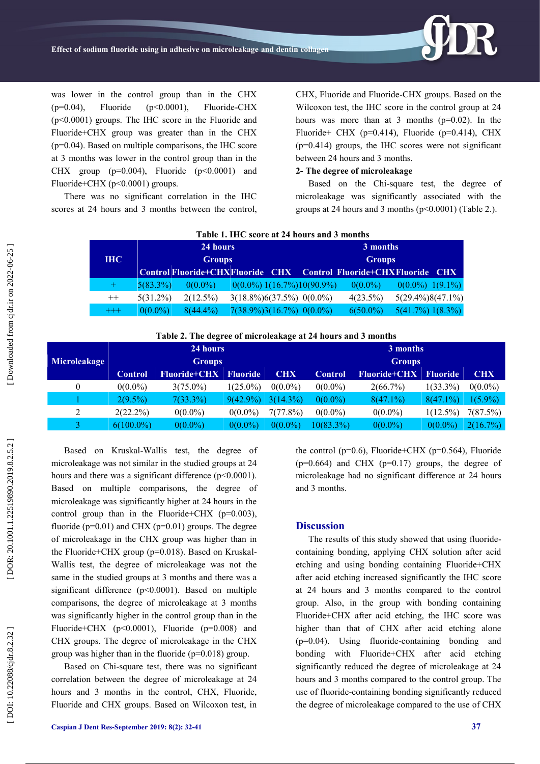was lower in the control group than in the CHX (p=0.04), Fluoride (p<0.0001), Fluoride-CHX (p<0.0001) groups. The IHC score in the Fluoride and Fluoride+CHX group was greater than in the CHX (p=0.04). Based on multiple comparisons, the IHC score at 3 months was lower in the control group than in the CHX group (p=0.004), Fluoride (p<0.0001) and Fluoride+CHX (p<0.0001) groups.

There was no significant correlation in the IHC scores at 24 hours and 3 months between the control, CHX, Fluoride and Fluoride-CHX groups. Based on the Wilcoxon test, the IHC score in the control group at 24 hours was more than at 3 months (p=0.02). In the Fluoride+ CHX (p=0.414), Fluoride (p=0.414), CHX (p=0.414) groups, the IHC scores were not significant between 24 hours and 3 months.

**2- The degree of microleakage**

Based on the Chi-square test, the degree of microleakage was significantly associated with the groups at 24 hours and 3 months (p<0.0001) (Table 2.).

**Table 1. IHC score at 24 hours and 3 months**

| IHC | 24 hours Groups | | | | 3 months Groups | | | |
|---|---|---|---|---|---|---|---|---|
| | Control | Fluoride+CHX | Fluoride | CHX | Control | Fluoride+CHX | Fluoride | CHX |
| + | 5(83.3%) | 0(0.0%) | 0(0.0%) | 1(16.7%) | 10(90.9%) | 0(0.0%) | 0(0.0%) | 1(9.1%) |
| ++ | 5(31.2%) | 2(12.5%) | 3(18.8%) | 6(37.5%) | 0(0.0%) | 4(23.5%) | 5(29.4%) | 8(47.1%) |
| +++ | 0(0.0%) | 8(44.4%) | 7(38.9%) | 3(16.7%) | 0(0.0%) | 6(50.0%) | 5(41.7%) | 1(8.3%) |

**Table 2. The degree of microleakage at 24 hours and 3 months**

| Microleakage | 24 hours Groups | | | | 3 months Groups | | | |
|---|---|---|---|---|---|---|---|---|
| | Control | Fluoride+CHX | Fluoride | CHX | Control | Fluoride+CHX | Fluoride | CHX |
| 0 | 0(0.0%) | 3(75.0%) | 1(25.0%) | 0(0.0%) | 0(0.0%) | 2(66.7%) | 1(33.3%) | 0(0.0%) |
| 1 | 2(9.5%) | 7(33.3%) | 9(42.9%) | 3(14.3%) | 0(0.0%) | 8(47.1%) | 8(47.1%) | 1(5.9%) |
| 2 | 2(22.2%) | 0(0.0%) | 0(0.0%) | 7(77.8%) | 0(0.0%) | 0(0.0%) | 1(12.5%) | 7(87.5%) |
| 3 | 6(100.0%) | 0(0.0%) | 0(0.0%) | 0(0.0%) | 10(83.3%) | 0(0.0%) | 0(0.0%) | 2(16.7%) |

Based on Kruskal-Wallis test, the degree of microleakage was not similar in the studied groups at 24 hours and there was a significant difference (p<0.0001). Based on multiple comparisons, the degree of microleakage was significantly higher at 24 hours in the control group than in the Fluoride+CHX (p=0.003), fluoride (p=0.01) and CHX (p=0.01) groups. The degree of microleakage in the CHX group was higher than in the Fluoride+CHX group (p=0.018). Based on Kruskal-Wallis test, the degree of microleakage was not the same in the studied groups at 3 months and there was a significant difference (p<0.0001). Based on multiple comparisons, the degree of microleakage at 3 months was significantly higher in the control group than in the Fluoride+CHX (p<0.0001), Fluoride (p=0.008) and CHX groups. The degree of microleakage in the CHX group was higher than in the fluoride (p=0.018) group.

Based on Chi-square test, there was no significant correlation between the degree of microleakage at 24 hours and 3 months in the control, CHX, Fluoride, Fluoride and CHX groups. Based on Wilcoxon test, in the control (p=0.6), Fluoride+CHX (p=0.564), Fluoride (p=0.664) and CHX (p=0.17) groups, the degree of microleakage had no significant difference at 24 hours and 3 months.

## Discussion

The results of this study showed that using fluoride-containing bonding, applying CHX solution after acid etching and using bonding containing Fluoride+CHX after acid etching increased significantly the IHC score at 24 hours and 3 months compared to the control group. Also, in the group with bonding containing Fluoride+CHX after acid etching, the IHC score was higher than that of CHX after acid etching alone (p=0.04). Using fluoride-containing bonding and bonding with Fluoride+CHX after acid etching significantly reduced the degree of microleakage at 24 hours and 3 months compared to the control group. The use of fluoride-containing bonding significantly reduced the degree of microleakage compared to the use of CHX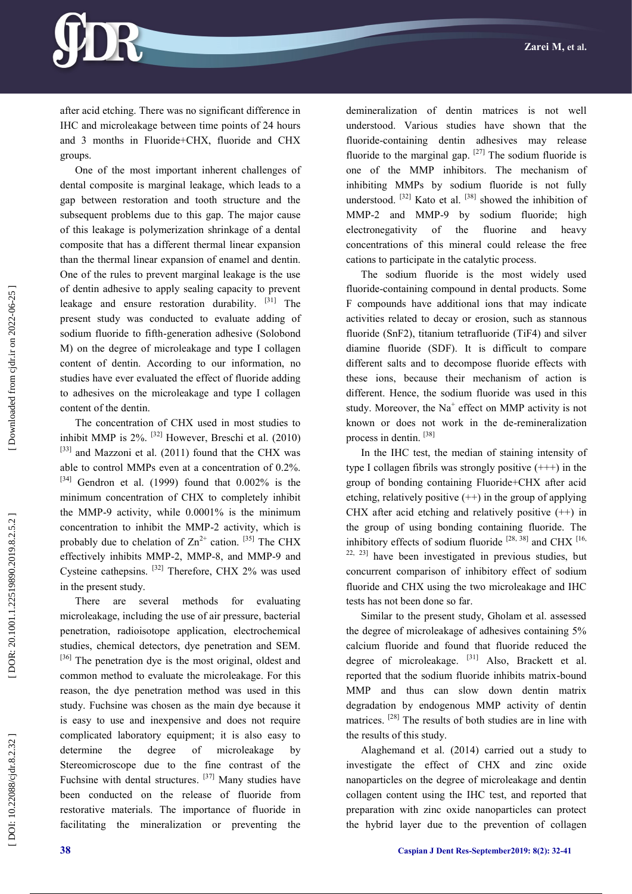after acid etching. There was no significant difference in IHC and microleakage between time points of 24 hours and 3 months in Fluoride+CHX, fluoride and CHX groups.

One of the most important inherent challenges of dental composite is marginal leakage, which leads to a gap between restoration and tooth structure and the subsequent problems due to this gap. The major cause of this leakage is polymerization shrinkage of a dental composite that has a different thermal linear expansion than the thermal linear expansion of enamel and dentin. One of the rules to prevent marginal leakage is the use of dentin adhesive to apply sealing capacity to prevent leakage and ensure restoration durability. [31] The present study was conducted to evaluate adding of sodium fluoride to fifth-generation adhesive (Solobond M) on the degree of microleakage and type I collagen content of dentin. According to our information, no studies have ever evaluated the effect of fluoride adding to adhesives on the microleakage and type I collagen content of the dentin.

The concentration of CHX used in most studies to inhibit MMP is 2%. [32] However, Breschi et al. (2010) [33] and Mazzoni et al. (2011) found that the CHX was able to control MMPs even at a concentration of 0.2%. [34] Gendron et al. (1999) found that 0.002% is the minimum concentration of CHX to completely inhibit the MMP-9 activity, while 0.0001% is the minimum concentration to inhibit the MMP-2 activity, which is probably due to chelation of $Zn^{2+}$ cation. [35] The CHX effectively inhibits MMP-2, MMP-8, and MMP-9 and Cysteine cathepsins. [32] Therefore, CHX 2% was used in the present study.

There are several methods for evaluating microleakage, including the use of air pressure, bacterial penetration, radioisotope application, electrochemical studies, chemical detectors, dye penetration and SEM. [36] The penetration dye is the most original, oldest and common method to evaluate the microleakage. For this reason, the dye penetration method was used in this study. Fuchsine was chosen as the main dye because it is easy to use and inexpensive and does not require complicated laboratory equipment; it is also easy to determine the degree of microleakage by Stereomicroscope due to the fine contrast of the Fuchsine with dental structures. [37] Many studies have been conducted on the release of fluoride from restorative materials. The importance of fluoride in facilitating the mineralization or preventing the demineralization of dentin matrices is not well understood. Various studies have shown that the fluoride-containing dentin adhesives may release fluoride to the marginal gap. [27] The sodium fluoride is one of the MMP inhibitors. The mechanism of inhibiting MMPs by sodium fluoride is not fully understood. [32] Kato et al. [38] showed the inhibition of MMP-2 and MMP-9 by sodium fluoride; high electronegativity of the fluorine and heavy concentrations of this mineral could release the free cations to participate in the catalytic process.

The sodium fluoride is the most widely used fluoride-containing compound in dental products. Some F compounds have additional ions that may indicate activities related to decay or erosion, such as stannous fluoride ($SnF_2$), titanium tetrafluoride ($TiF_4$) and silver diamine fluoride (SDF). It is difficult to compare different salts and to decompose fluoride effects with these ions, because their mechanism of action is different. Hence, the sodium fluoride was used in this study. Moreover, the $Na^+$ effect on MMP activity is not known or does not work in the de-remineralization process in dentin. [38]

In the IHC test, the median of staining intensity of type I collagen fibrils was strongly positive (+++) in the group of bonding containing Fluoride+CHX after acid etching, relatively positive (++) in the group of applying CHX after acid etching and relatively positive (++) in the group of using bonding containing fluoride. The inhibitory effects of sodium fluoride [28, 38] and CHX [16, 22, 23] have been investigated in previous studies, but concurrent comparison of inhibitory effect of sodium fluoride and CHX using the two microleakage and IHC tests has not been done so far.

Similar to the present study, Gholam et al. assessed the degree of microleakage of adhesives containing 5% calcium fluoride and found that fluoride reduced the degree of microleakage. [31] Also, Brackett et al. reported that the sodium fluoride inhibits matrix-bound MMP and thus can slow down dentin matrix degradation by endogenous MMP activity of dentin matrices. [28] The results of both studies are in line with the results of this study.

Alaghemand et al. (2014) carried out a study to investigate the effect of CHX and zinc oxide nanoparticles on the degree of microleakage and dentin collagen content using the IHC test, and reported that preparation with zinc oxide nanoparticles can protect the hybrid layer due to the prevention of collagen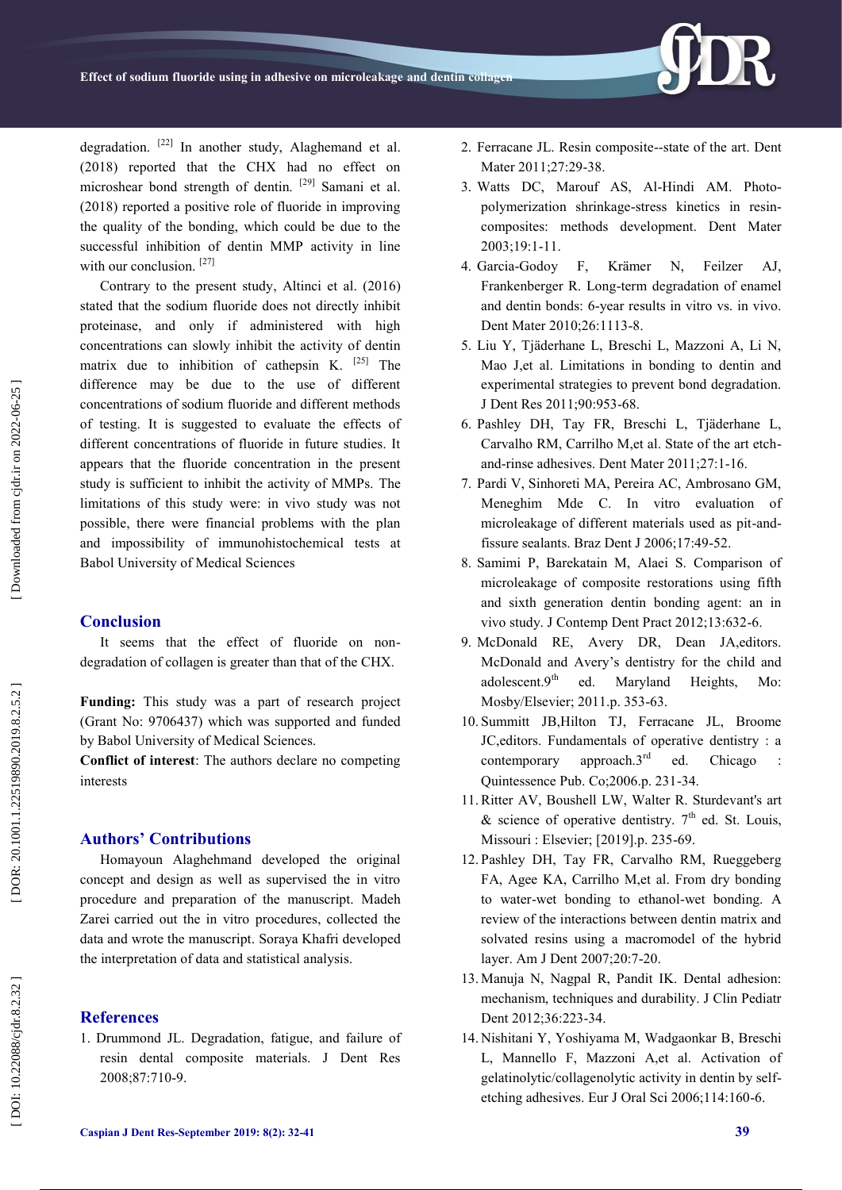degradation.[22] In another study, Alaghemand et al. (2018) reported that the CHX had no effect on microshear bond strength of dentin.[29] Samani et al. (2018) reported a positive role of fluoride in improving the quality of the bonding, which could be due to the successful inhibition of dentin MMP activity in line with our conclusion.[27]

Contrary to the present study, Altinci et al. (2016) stated that the sodium fluoride does not directly inhibit proteinase, and only if administered with high concentrations can slowly inhibit the activity of dentin matrix due to inhibition of cathepsin K.[25] The difference may be due to the use of different concentrations of sodium fluoride and different methods of testing. It is suggested to evaluate the effects of different concentrations of fluoride in future studies. It appears that the fluoride concentration in the present study is sufficient to inhibit the activity of MMPs. The limitations of this study were: in vivo study was not possible, there were financial problems with the plan and impossibility of immunohistochemical tests at Babol University of Medical Sciences

## Conclusion

It seems that the effect of fluoride on non-degradation of collagen is greater than that of the CHX.

**Funding:** This study was a part of research project (Grant No: 9706437) which was supported and funded by Babol University of Medical Sciences.

**Conflict of interest**: The authors declare no competing interests

## Authors' Contributions

Homayoun Alaghehmand developed the original concept and design as well as supervised the in vitro procedure and preparation of the manuscript. Madeh Zarei carried out the in vitro procedures, collected the data and wrote the manuscript. Soraya Khafri developed the interpretation of data and statistical analysis.

## References

1. Drummond JL. Degradation, fatigue, and failure of resin dental composite materials. J Dent Res 2008;87:710-9.
2. Ferracane JL. Resin composite--state of the art. Dent Mater 2011;27:29-38.
3. Watts DC, Marouf AS, Al-Hindi AM. Photo-polymerization shrinkage-stress kinetics in resin-composites: methods development. Dent Mater 2003;19:1-11.
4. Garcia-Godoy F, Krämer N, Feilzer AJ, Frankenberger R. Long-term degradation of enamel and dentin bonds: 6-year results in vitro vs. in vivo. Dent Mater 2010;26:1113-8.
5. Liu Y, Tjäderhane L, Breschi L, Mazzoni A, Li N, Mao J,et al. Limitations in bonding to dentin and experimental strategies to prevent bond degradation. J Dent Res 2011;90:953-68.
6. Pashley DH, Tay FR, Breschi L, Tjäderhane L, Carvalho RM, Carrilho M,et al. State of the art etch-and-rinse adhesives. Dent Mater 2011;27:1-16.
7. Pardi V, Sinhoreti MA, Pereira AC, Ambrosano GM, Meneghim Mde C. In vitro evaluation of microleakage of different materials used as pit-and-fissure sealants. Braz Dent J 2006;17:49-52.
8. Samimi P, Barekatain M, Alaei S. Comparison of microleakage of composite restorations using fifth and sixth generation dentin bonding agent: an in vivo study. J Contemp Dent Pract 2012;13:632-6.
9. McDonald RE, Avery DR, Dean JA,editors. McDonald and Avery's dentistry for the child and adolescent.9th ed. Maryland Heights, Mo: Mosby/Elsevier; 2011.p. 353-63.
10. Summitt JB,Hilton TJ, Ferracane JL, Broome JC,editors. Fundamentals of operative dentistry : a contemporary approach.3rd ed. Chicago : Quintessence Pub. Co;2006.p. 231-34.
11. Ritter AV, Boushell LW, Walter R. Sturdevant's art & science of operative dentistry. 7th ed. St. Louis, Missouri : Elsevier; [2019].p. 235-69.
12. Pashley DH, Tay FR, Carvalho RM, Rueggeberg FA, Agee KA, Carrilho M,et al. From dry bonding to water-wet bonding to ethanol-wet bonding. A review of the interactions between dentin matrix and solvated resins using a macromodel of the hybrid layer. Am J Dent 2007;20:7-20.
13. Manuja N, Nagpal R, Pandit IK. Dental adhesion: mechanism, techniques and durability. J Clin Pediatr Dent 2012;36:223-34.
14. Nishitani Y, Yoshiyama M, Wadgaonkar B, Breschi L, Mannello F, Mazzoni A,et al. Activation of gelatinolytic/collagenolytic activity in dentin by self-etching adhesives. Eur J Oral Sci 2006;114:160-6.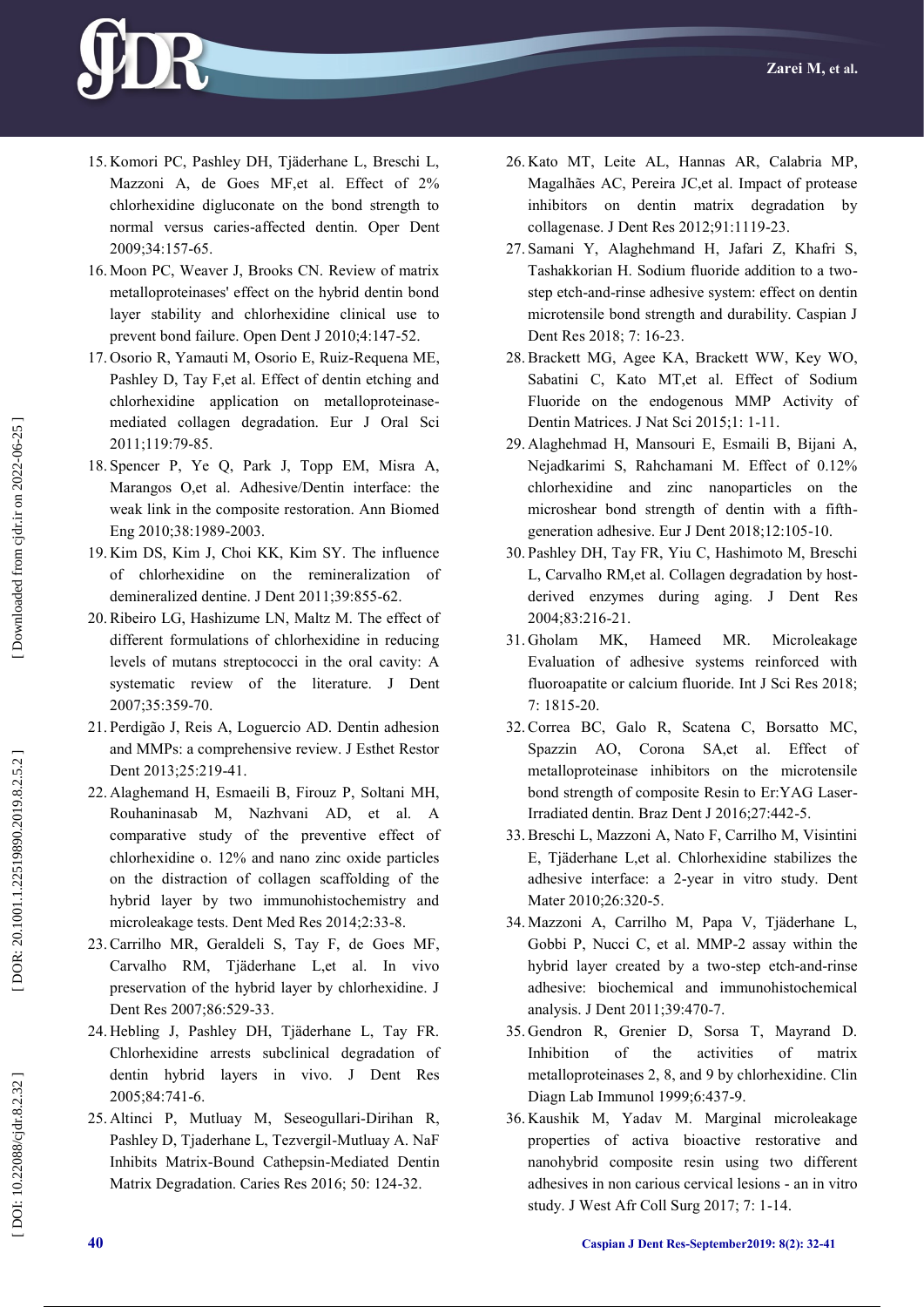15. Komori PC, Pashley DH, Tjäderhane L, Breschi L, Mazzoni A, de Goes MF,et al. Effect of 2% chlorhexidine digluconate on the bond strength to normal versus caries-affected dentin. Oper Dent 2009;34:157-65.
16. Moon PC, Weaver J, Brooks CN. Review of matrix metalloproteinases' effect on the hybrid dentin bond layer stability and chlorhexidine clinical use to prevent bond failure. Open Dent J 2010;4:147-52.
17. Osorio R, Yamauti M, Osorio E, Ruiz-Requena ME, Pashley D, Tay F,et al. Effect of dentin etching and chlorhexidine application on metalloproteinase-mediated collagen degradation. Eur J Oral Sci 2011;119:79-85.
18. Spencer P, Ye Q, Park J, Topp EM, Misra A, Marangos O,et al. Adhesive/Dentin interface: the weak link in the composite restoration. Ann Biomed Eng 2010;38:1989-2003.
19. Kim DS, Kim J, Choi KK, Kim SY. The influence of chlorhexidine on the remineralization of demineralized dentine. J Dent 2011;39:855-62.
20. Ribeiro LG, Hashizume LN, Maltz M. The effect of different formulations of chlorhexidine in reducing levels of mutans streptococci in the oral cavity: A systematic review of the literature. J Dent 2007;35:359-70.
21. Perdigão J, Reis A, Loguercio AD. Dentin adhesion and MMPs: a comprehensive review. J Esthet Restor Dent 2013;25:219-41.
22. Alaghemand H, Esmaeili B, Firouz P, Soltani MH, Rouhaninasab M, Nazhvani AD, et al. A comparative study of the preventive effect of chlorhexidine o. 12% and nano zinc oxide particles on the distraction of collagen scaffolding of the hybrid layer by two immunohistochemistry and microleakage tests. Dent Med Res 2014;2:33-8.
23. Carrilho MR, Geraldeli S, Tay F, de Goes MF, Carvalho RM, Tjäderhane L,et al. In vivo preservation of the hybrid layer by chlorhexidine. J Dent Res 2007;86:529-33.
24. Hebling J, Pashley DH, Tjäderhane L, Tay FR. Chlorhexidine arrests subclinical degradation of dentin hybrid layers in vivo. J Dent Res 2005;84:741-6.
25. Altinci P, Mutluay M, Seseogullari-Dirihan R, Pashley D, Tjaderhane L, Tezvergil-Mutluay A. NaF Inhibits Matrix-Bound Cathepsin-Mediated Dentin Matrix Degradation. Caries Res 2016; 50: 124-32.
26. Kato MT, Leite AL, Hannas AR, Calabria MP, Magalhães AC, Pereira JC,et al. Impact of protease inhibitors on dentin matrix degradation by collagenase. J Dent Res 2012;91:1119-23.
27. Samani Y, Alaghehmand H, Jafari Z, Khafri S, Tashakkorian H. Sodium fluoride addition to a two-step etch-and-rinse adhesive system: effect on dentin microtensile bond strength and durability. Caspian J Dent Res 2018; 7: 16-23.
28. Brackett MG, Agee KA, Brackett WW, Key WO, Sabatini C, Kato MT,et al. Effect of Sodium Fluoride on the endogenous MMP Activity of Dentin Matrices. J Nat Sci 2015;1: 1-11.
29. Alaghehmad H, Mansouri E, Esmaili B, Bijani A, Nejadkarimi S, Rahchamani M. Effect of 0.12% chlorhexidine and zinc nanoparticles on the microshear bond strength of dentin with a fifth-generation adhesive. Eur J Dent 2018;12:105-10.
30. Pashley DH, Tay FR, Yiu C, Hashimoto M, Breschi L, Carvalho RM,et al. Collagen degradation by host-derived enzymes during aging. J Dent Res 2004;83:216-21.
31. Gholam MK, Hameed MR. Microleakage Evaluation of adhesive systems reinforced with fluoroapatite or calcium fluoride. Int J Sci Res 2018; 7: 1815-20.
32. Correa BC, Galo R, Scatena C, Borsatto MC, Spazzin AO, Corona SA,et al. Effect of metalloproteinase inhibitors on the microtensile bond strength of composite Resin to Er:YAG Laser-Irradiated dentin. Braz Dent J 2016;27:442-5.
33. Breschi L, Mazzoni A, Nato F, Carrilho M, Visintini E, Tjäderhane L,et al. Chlorhexidine stabilizes the adhesive interface: a 2-year in vitro study. Dent Mater 2010;26:320-5.
34. Mazzoni A, Carrilho M, Papa V, Tjäderhane L, Gobbi P, Nucci C, et al. MMP-2 assay within the hybrid layer created by a two-step etch-and-rinse adhesive: biochemical and immunohistochemical analysis. J Dent 2011;39:470-7.
35. Gendron R, Grenier D, Sorsa T, Mayrand D. Inhibition of the activities of matrix metalloproteinases 2, 8, and 9 by chlorhexidine. Clin Diagn Lab Immunol 1999;6:437-9.
36. Kaushik M, Yadav M. Marginal microleakage properties of activa bioactive restorative and nanohybrid composite resin using two different adhesives in non carious cervical lesions - an in vitro study. J West Afr Coll Surg 2017; 7: 1-14.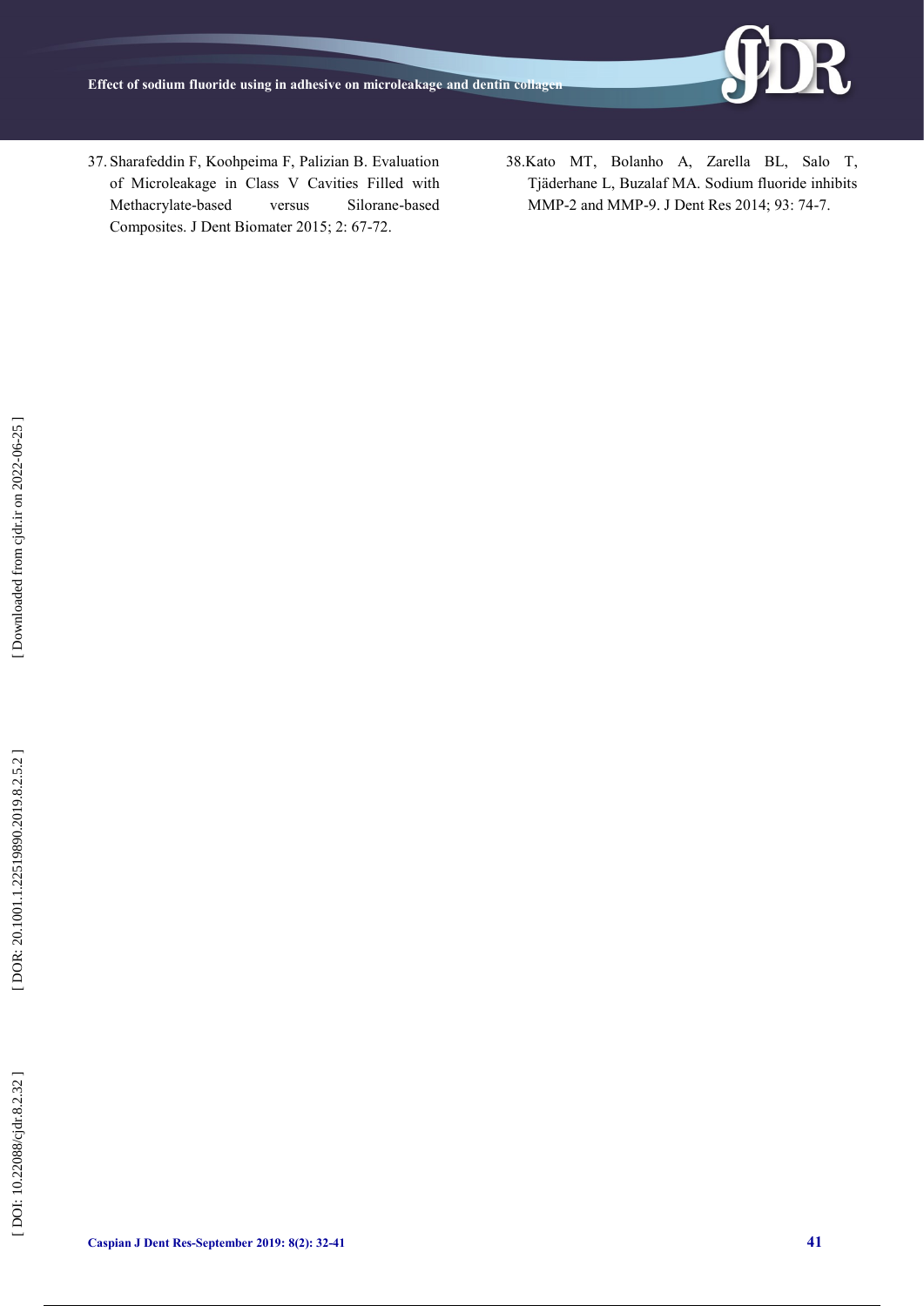37. Sharafeddin F, Koohpeima F, Palizian B. Evaluation of Microleakage in Class V Cavities Filled with Methacrylate-based versus Silorane-based Composites. J Dent Biomater 2015; 2: 67-72.

38. Kato MT, Bolanho A, Zarella BL, Salo T, Tjäderhane L, Buzalaf MA. Sodium fluoride inhibits MMP-2 and MMP-9. J Dent Res 2014; 93: 74-7.